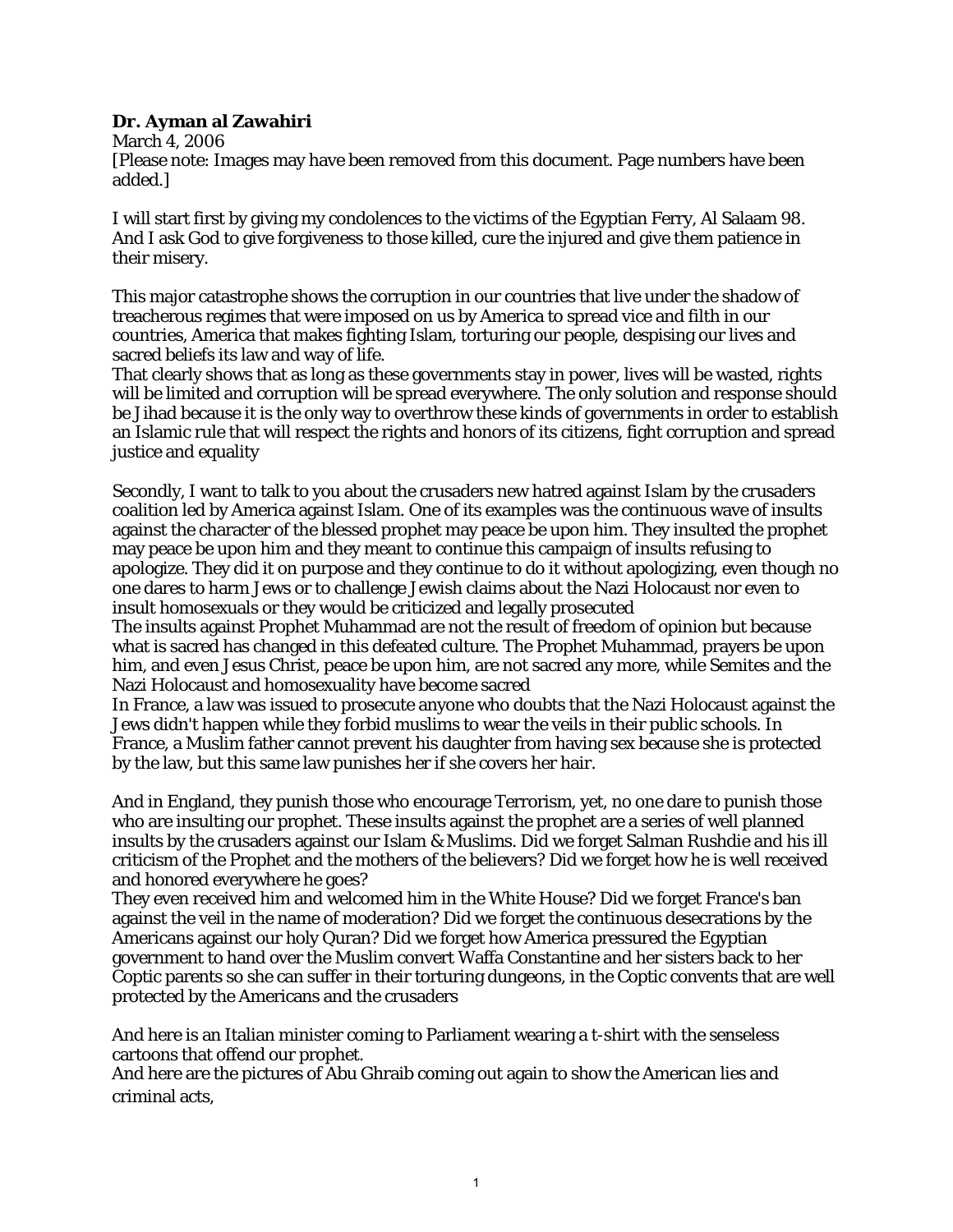**Dr. Ayman al Zawahiri**
March 4, 2006
[Please note: Images may have been removed from this document. Page numbers have been added.]

I will start first by giving my condolences to the victims of the Egyptian Ferry, Al Salaam 98. And I ask God to give forgiveness to those killed, cure the injured and give them patience in their misery.

This major catastrophe shows the corruption in our countries that live under the shadow of treacherous regimes that were imposed on us by America to spread vice and filth in our countries, America that makes fighting Islam, torturing our people, despising our lives and sacred beliefs its law and way of life.
That clearly shows that as long as these governments stay in power, lives will be wasted, rights will be limited and corruption will be spread everywhere. The only solution and response should be Jihad because it is the only way to overthrow these kinds of governments in order to establish an Islamic rule that will respect the rights and honors of its citizens, fight corruption and spread justice and equality

Secondly, I want to talk to you about the crusaders new hatred against Islam by the crusaders coalition led by America against Islam. One of its examples was the continuous wave of insults against the character of the blessed prophet may peace be upon him. They insulted the prophet may peace be upon him and they meant to continue this campaign of insults refusing to apologize. They did it on purpose and they continue to do it without apologizing, even though no one dares to harm Jews or to challenge Jewish claims about the Nazi Holocaust nor even to insult homosexuals or they would be criticized and legally prosecuted
The insults against Prophet Muhammad are not the result of freedom of opinion but because what is sacred has changed in this defeated culture. The Prophet Muhammad, prayers be upon him, and even Jesus Christ, peace be upon him, are not sacred any more, while Semites and the Nazi Holocaust and homosexuality have become sacred
In France, a law was issued to prosecute anyone who doubts that the Nazi Holocaust against the Jews didn't happen while they forbid muslims to wear the veils in their public schools. In France, a Muslim father cannot prevent his daughter from having sex because she is protected by the law, but this same law punishes her if she covers her hair.

And in England, they punish those who encourage Terrorism, yet, no one dare to punish those who are insulting our prophet. These insults against the prophet are a series of well planned insults by the crusaders against our Islam & Muslims. Did we forget Salman Rushdie and his ill criticism of the Prophet and the mothers of the believers? Did we forget how he is well received and honored everywhere he goes?
They even received him and welcomed him in the White House? Did we forget France's ban against the veil in the name of moderation? Did we forget the continuous desecrations by the Americans against our holy Quran? Did we forget how America pressured the Egyptian government to hand over the Muslim convert Waffa Constantine and her sisters back to her Coptic parents so she can suffer in their torturing dungeons, in the Coptic convents that are well protected by the Americans and the crusaders

And here is an Italian minister coming to Parliament wearing a t-shirt with the senseless cartoons that offend our prophet.
And here are the pictures of Abu Ghraib coming out again to show the American lies and criminal acts,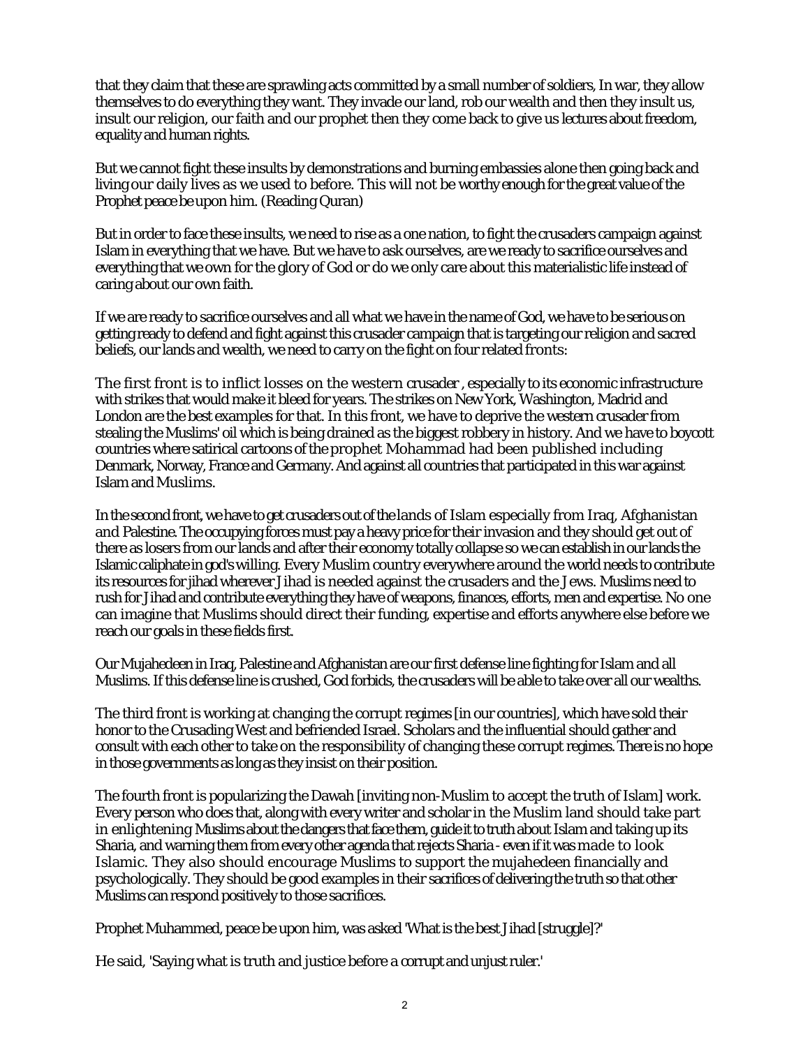that they claim that these are sprawling acts committed by a small number of soldiers, In war, they allow themselves to do everything they want. They invade our land, rob our wealth and then they insult us, insult our religion, our faith and our prophet then they come back to give us lectures about freedom, equality and human rights.

But we cannot fight these insults by demonstrations and burning embassies alone then going back and living our daily lives as we used to before. This will not be worthy enough for the great value of the Prophet peace be upon him. (Reading Quran)

But in order to face these insults, we need to rise as a one nation, to fight the crusaders campaign against Islam in everything that we have. But we have to ask ourselves, are we ready to sacrifice ourselves and everything that we own for the glory of God or do we only care about this materialistic life instead of caring about our own faith.

If we are ready to sacrifice ourselves and all what we have in the name of God, we have to be serious on getting ready to defend and fight against this crusader campaign that is targeting our religion and sacred beliefs, our lands and wealth, we need to carry on the fight on four related fronts:

The first front is to inflict losses on the western crusader , especially to its economic infrastructure with strikes that would make it bleed for years. The strikes on New York, Washington, Madrid and London are the best examples for that. In this front, we have to deprive the western crusader from stealing the Muslims' oil which is being drained as the biggest robbery in history. And we have to boycott countries where satirical cartoons of the prophet Mohammad had been published including Denmark, Norway, France and Germany. And against all countries that participated in this war against Islam and Muslims.

In the second front, we have to get crusaders out of the lands of Islam especially from Iraq, Afghanistan and Palestine. The occupying forces must pay a heavy price for their invasion and they should get out of there as losers from our lands and after their economy totally collapse so we can establish in our lands the Islamic caliphate in god's willing. Every Muslim country everywhere around the world needs to contribute its resources for jihad wherever Jihad is needed against the crusaders and the Jews. Muslims need to rush for Jihad and contribute everything they have of weapons, finances, efforts, men and expertise. No one can imagine that Muslims should direct their funding, expertise and efforts anywhere else before we reach our goals in these fields first.

Our Mujahedeen in Iraq, Palestine and Afghanistan are our first defense line fighting for Islam and all Muslims. If this defense line is crushed, God forbids, the crusaders will be able to take over all our wealths.

The third front is working at changing the corrupt regimes [in our countries], which have sold their honor to the Crusading West and befriended Israel. Scholars and the influential should gather and consult with each other to take on the responsibility of changing these corrupt regimes. There is no hope in those governments as long as they insist on their position.

The fourth front is popularizing the Dawah [inviting non-Muslim to accept the truth of Islam] work. Every person who does that, along with every writer and scholar in the Muslim land should take part in enlightening Muslims about the dangers that face them, guide it to truth about Islam and taking up its Sharia, and warning them from every other agenda that rejects Sharia - even if it was made to look Islamic. They also should encourage Muslims to support the mujahedeen financially and psychologically. They should be good examples in their sacrifices of delivering the truth so that other Muslims can respond positively to those sacrifices.

Prophet Muhammed, peace be upon him, was asked 'What is the best Jihad [struggle]?'

He said, 'Saying what is truth and justice before a corrupt and unjust ruler.'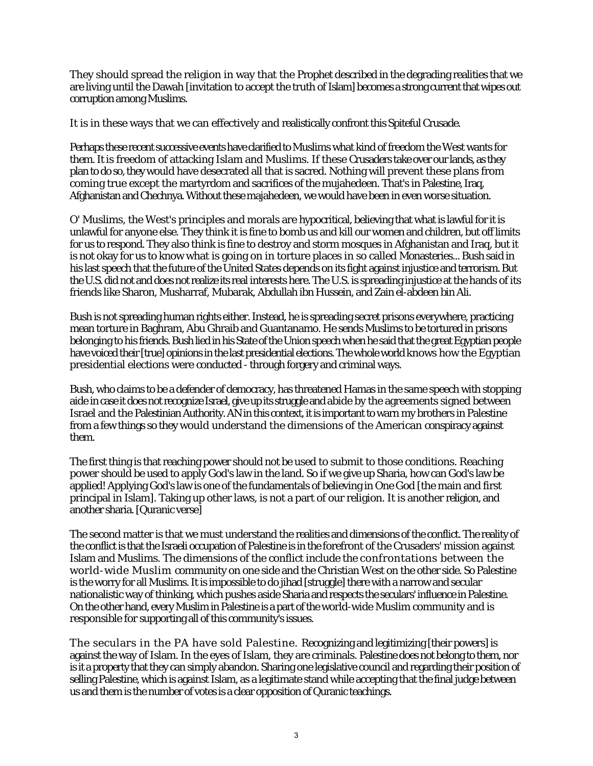They should spread the religion in way that the Prophet described in the degrading realities that we are living until the Dawah [invitation to accept the truth of Islam] becomes a strong current that wipes out corruption among Muslims.

It is in these ways that we can effectively and realistically confront this Spiteful Crusade.

Perhaps these recent successive events have clarified to Muslims what kind of freedom the West wants for them. It is freedom of attacking Islam and Muslims. If these Crusaders take over our lands, as they plan to do so, they would have desecrated all that is sacred. Nothing will prevent these plans from coming true except the martyrdom and sacrifices of the mujahedeen. That's in Palestine, Iraq, Afghanistan and Chechnya. Without these majahedeen, we would have been in even worse situation.

O' Muslims, the West's principles and morals are hypocritical, believing that what is lawful for it is unlawful for anyone else. They think it is fine to bomb us and kill our women and children, but off limits for us to respond. They also think is fine to destroy and storm mosques in Afghanistan and Iraq, but it is not okay for us to know what is going on in torture places in so called Monasteries... Bush said in his last speech that the future of the United States depends on its fight against injustice and terrorism. But the U.S. did not and does not realize its real interests here. The U.S. is spreading injustice at the hands of its friends like Sharon, Musharraf, Mubarak, Abdullah ibn Hussein, and Zain el-abdeen bin Ali.

Bush is not spreading human rights either. Instead, he is spreading secret prisons everywhere, practicing mean torture in Baghram, Abu Ghraib and Guantanamo. He sends Muslims to be tortured in prisons belonging to his friends. Bush lied in his State of the Union speech when he said that the great Egyptian people have voiced their [true] opinions in the last presidential elections. The whole world knows how the Egyptian presidential elections were conducted - through forgery and criminal ways.

Bush, who claims to be a defender of democracy, has threatened Hamas in the same speech with stopping aide in case it does not recognize Israel, give up its struggle and abide by the agreements signed between Israel and the Palestinian Authority. AN in this context, it is important to warn my brothers in Palestine from a few things so they would understand the dimensions of the American conspiracy against them.

The first thing is that reaching power should not be used to submit to those conditions. Reaching power should be used to apply God's law in the land. So if we give up Sharia, how can God's law be applied! Applying God's law is one of the fundamentals of believing in One God [the main and first principal in Islam]. Taking up other laws, is not a part of our religion. It is another religion, and another sharia. [Quranic verse]

The second matter is that we must understand the realities and dimensions of the conflict. The reality of the conflict is that the Israeli occupation of Palestine is in the forefront of the Crusaders' mission against Islam and Muslims. The dimensions of the conflict include the confrontations between the world-wide Muslim community on one side and the Christian West on the other side. So Palestine is the worry for all Muslims. It is impossible to do jihad [struggle] there with a narrow and secular nationalistic way of thinking, which pushes aside Sharia and respects the seculars' influence in Palestine. On the other hand, every Muslim in Palestine is a part of the world-wide Muslim community and is responsible for supporting all of this community's issues.

The seculars in the PA have sold Palestine. Recognizing and legitimizing [their powers] is against the way of Islam. In the eyes of Islam, they are criminals. Palestine does not belong to them, nor is it a property that they can simply abandon. Sharing one legislative council and regarding their position of selling Palestine, which is against Islam, as a legitimate stand while accepting that the final judge between us and them is the number of votes is a clear opposition of Quranic teachings.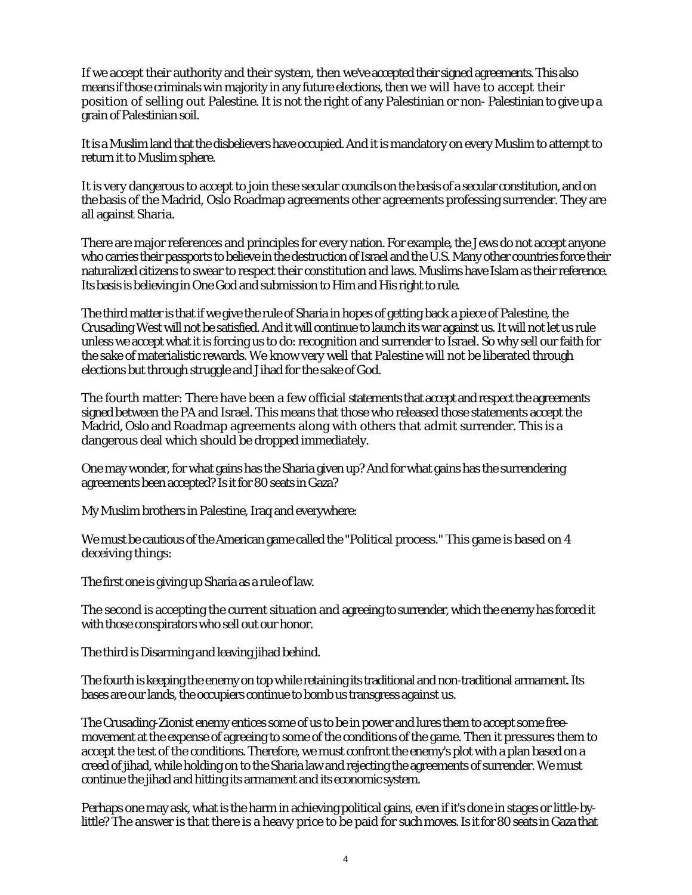If we accept their authority and their system, then we've accepted their signed agreements. This also means if those criminals win majority in any future elections, then we will have to accept their position of selling out Palestine. It is not the right of any Palestinian or non- Palestinian to give up a grain of Palestinian soil.

It is a Muslim land that the disbelievers have occupied. And it is mandatory on every Muslim to attempt to return it to Muslim sphere.

It is very dangerous to accept to join these secular councils on the basis of a secular constitution, and on the basis of the Madrid, Oslo Roadmap agreements other agreements professing surrender. They are all against Sharia.

There are major references and principles for every nation. For example, the Jews do not accept anyone who carries their passports to believe in the destruction of Israel and the U.S. Many other countries force their naturalized citizens to swear to respect their constitution and laws. Muslims have Islam as their reference. Its basis is believing in One God and submission to Him and His right to rule.

The third matter is that if we give the rule of Sharia in hopes of getting back a piece of Palestine, the Crusading West will not be satisfied. And it will continue to launch its war against us. It will not let us rule unless we accept what it is forcing us to do: recognition and surrender to Israel. So why sell our faith for the sake of materialistic rewards. We know very well that Palestine will not be liberated through elections but through struggle and Jihad for the sake of God.

The fourth matter: There have been a few official statements that accept and respect the agreements signed between the PA and Israel. This means that those who released those statements accept the Madrid, Oslo and Roadmap agreements along with others that admit surrender. This is a dangerous deal which should be dropped immediately.

One may wonder, for what gains has the Sharia given up? And for what gains has the surrendering agreements been accepted? Is it for 80 seats in Gaza?

My Muslim brothers in Palestine, Iraq and everywhere:

We must be cautious of the American game called the "Political process." This game is based on 4 deceiving things:

The first one is giving up Sharia as a rule of law.

The second is accepting the current situation and agreeing to surrender, which the enemy has forced it with those conspirators who sell out our honor.

The third is Disarming and leaving jihad behind.

The fourth is keeping the enemy on top while retaining its traditional and non-traditional armament. Its bases are our lands, the occupiers continue to bomb us transgress against us.

The Crusading-Zionist enemy entices some of us to be in power and lures them to accept some free-movement at the expense of agreeing to some of the conditions of the game. Then it pressures them to accept the test of the conditions. Therefore, we must confront the enemy's plot with a plan based on a creed of jihad, while holding on to the Sharia law and rejecting the agreements of surrender. We must continue the jihad and hitting its armament and its economic system.

Perhaps one may ask, what is the harm in achieving political gains, even if it's done in stages or little-by-little? The answer is that there is a heavy price to be paid for such moves. Is it for 80 seats in Gaza that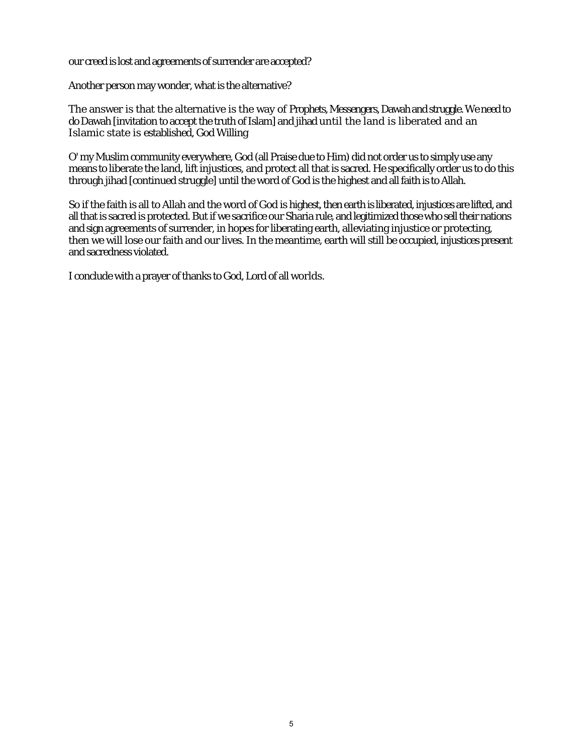our creed is lost and agreements of surrender are accepted?

Another person may wonder, what is the alternative?

The answer is that the alternative is the way of Prophets, Messengers, Dawah and struggle. We need to do Dawah [invitation to accept the truth of Islam] and jihad until the land is liberated and an Islamic state is established, God Willing

O' my Muslim community everywhere, God (all Praise due to Him) did not order us to simply use any means to liberate the land, lift injustices, and protect all that is sacred. He specifically order us to do this through jihad [continued struggle] until the word of God is the highest and all faith is to Allah.

So if the faith is all to Allah and the word of God is highest, then earth is liberated, injustices are lifted, and all that is sacred is protected. But if we sacrifice our Sharia rule, and legitimized those who sell their nations and sign agreements of surrender, in hopes for liberating earth, alleviating injustice or protecting, then we will lose our faith and our lives. In the meantime, earth will still be occupied, injustices present and sacredness violated.

I conclude with a prayer of thanks to God, Lord of all worlds.